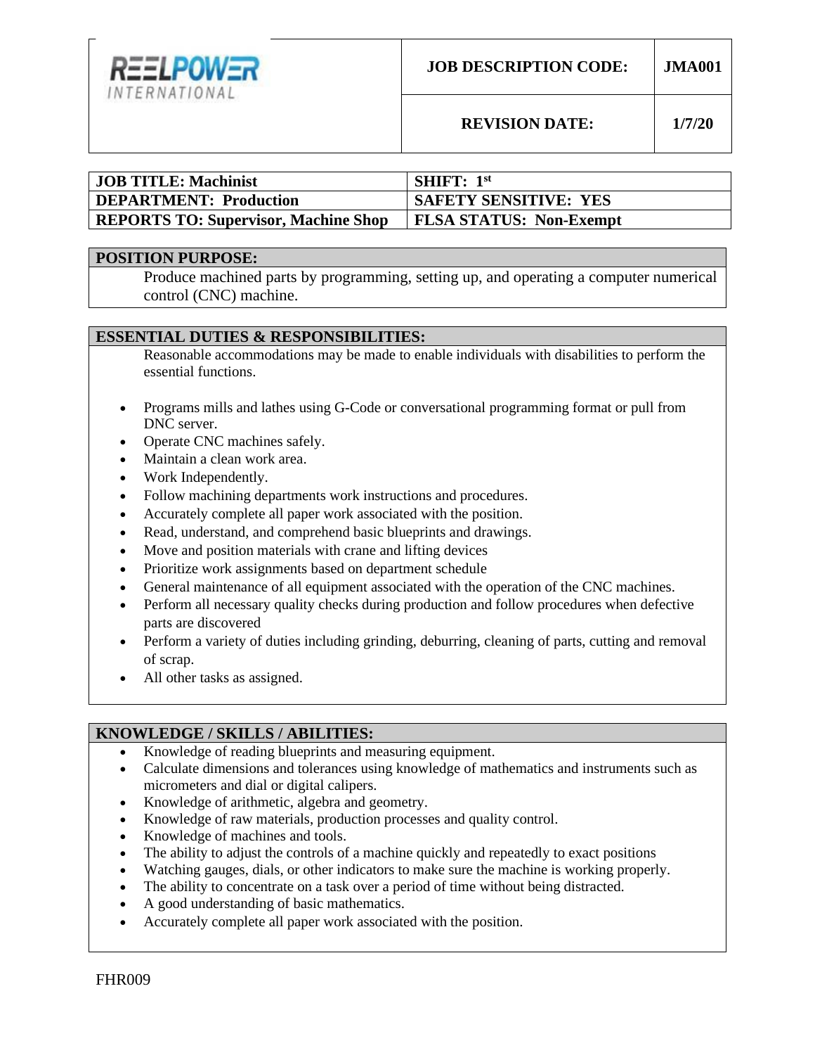| REELPOWER INTERNATIONAL | JOB DESCRIPTION CODE: | JMA001 |
| --- | --- | --- |
| | REVISION DATE: | 1/7/20 |

| | |
| --- | --- |
| **JOB TITLE: Machinist** | **SHIFT: 1st** |
| **DEPARTMENT: Production** | **SAFETY SENSITIVE: YES** |
| **REPORTS TO: Supervisor, Machine Shop** | **FLSA STATUS: Non-Exempt** |

## POSITION PURPOSE:

Produce machined parts by programming, setting up, and operating a computer numerical control (CNC) machine.

## ESSENTIAL DUTIES & RESPONSIBILITIES:

Reasonable accommodations may be made to enable individuals with disabilities to perform the essential functions.

- Programs mills and lathes using G-Code or conversational programming format or pull from DNC server.
- Operate CNC machines safely.
- Maintain a clean work area.
- Work Independently.
- Follow machining departments work instructions and procedures.
- Accurately complete all paper work associated with the position.
- Read, understand, and comprehend basic blueprints and drawings.
- Move and position materials with crane and lifting devices
- Prioritize work assignments based on department schedule
- General maintenance of all equipment associated with the operation of the CNC machines.
- Perform all necessary quality checks during production and follow procedures when defective parts are discovered
- Perform a variety of duties including grinding, deburring, cleaning of parts, cutting and removal of scrap.
- All other tasks as assigned.

## KNOWLEDGE / SKILLS / ABILITIES:

- Knowledge of reading blueprints and measuring equipment.
- Calculate dimensions and tolerances using knowledge of mathematics and instruments such as micrometers and dial or digital calipers.
- Knowledge of arithmetic, algebra and geometry.
- Knowledge of raw materials, production processes and quality control.
- Knowledge of machines and tools.
- The ability to adjust the controls of a machine quickly and repeatedly to exact positions
- Watching gauges, dials, or other indicators to make sure the machine is working properly.
- The ability to concentrate on a task over a period of time without being distracted.
- A good understanding of basic mathematics.
- Accurately complete all paper work associated with the position.

FHR009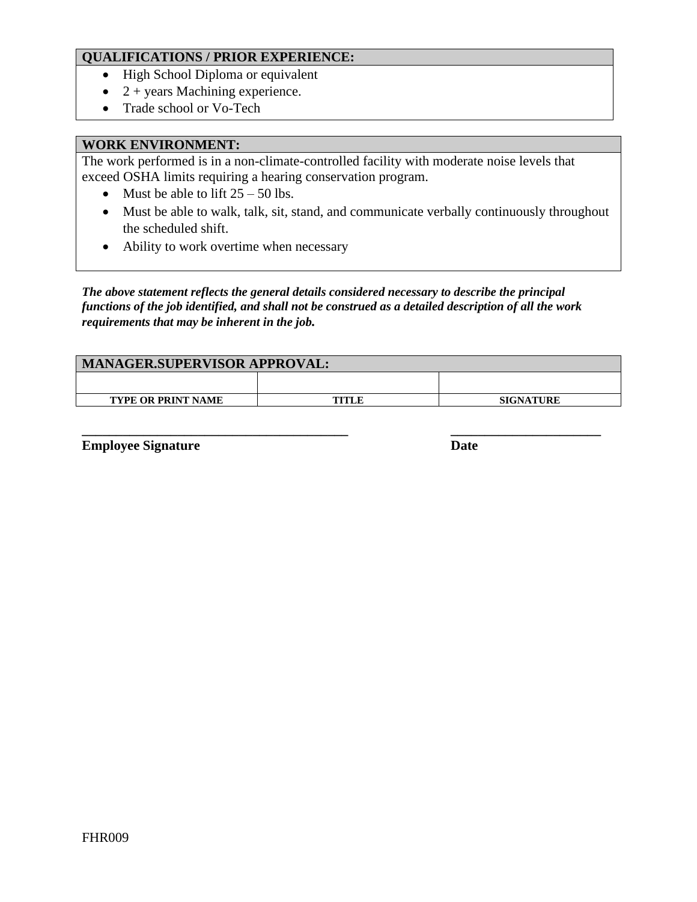## QUALIFICATIONS / PRIOR EXPERIENCE:

- High School Diploma or equivalent
- 2 + years Machining experience.
- Trade school or Vo-Tech

## WORK ENVIRONMENT:

The work performed is in a non-climate-controlled facility with moderate noise levels that exceed OSHA limits requiring a hearing conservation program.

- Must be able to lift 25 – 50 lbs.
- Must be able to walk, talk, sit, stand, and communicate verbally continuously throughout the scheduled shift.
- Ability to work overtime when necessary

***The above statement reflects the general details considered necessary to describe the principal functions of the job identified, and shall not be construed as a detailed description of all the work requirements that may be inherent in the job.***

## MANAGER.SUPERVISOR APPROVAL:

| | | |
|---|---|---|
| | | |
| **TYPE OR PRINT NAME** | **TITLE** | **SIGNATURE** |

________________________________________ ______________________

**Employee Signature** **Date**

FHR009